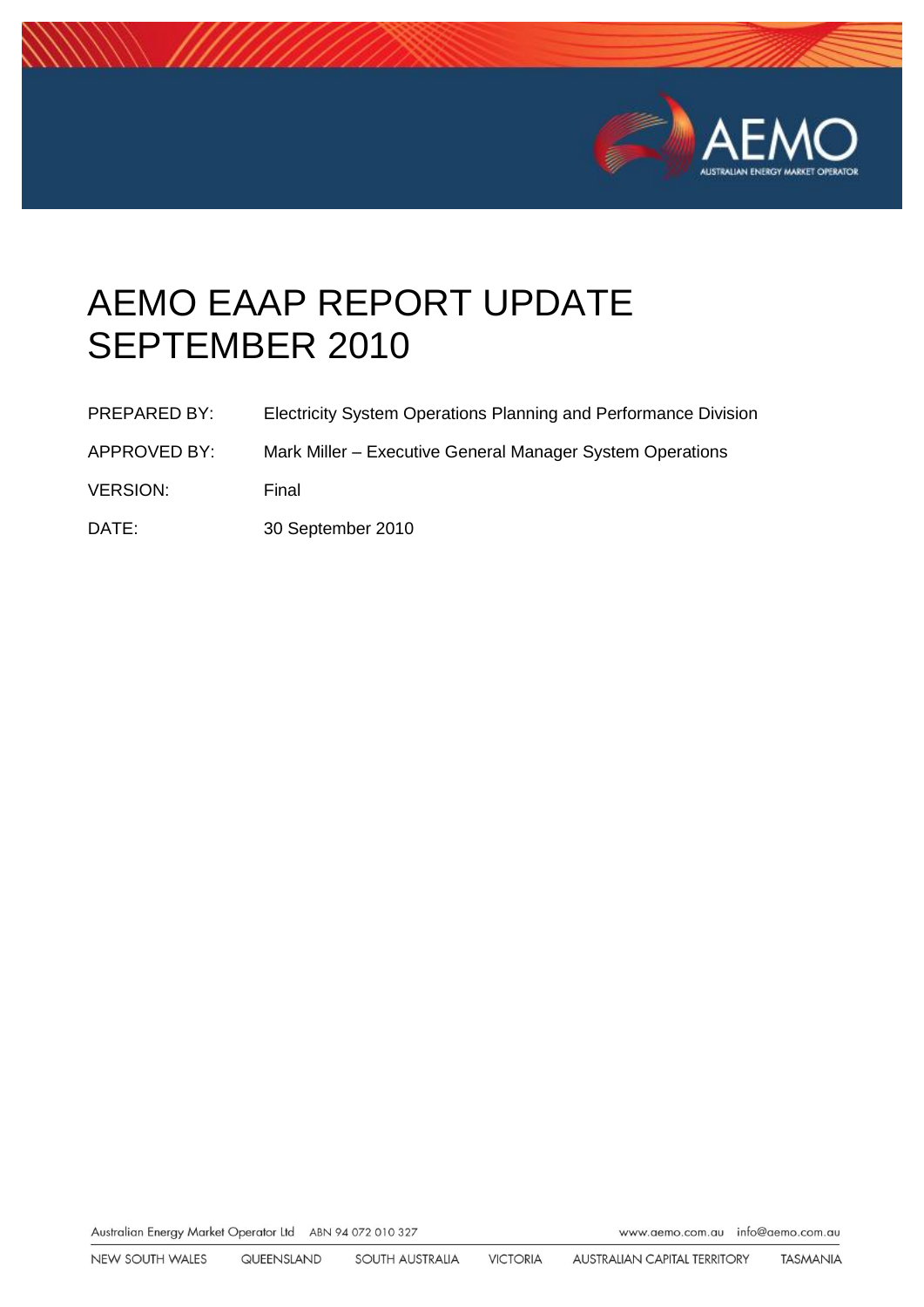# AEMO EAAP REPORT UPDATE SEPTEMBER 2010

| | |
|---|---|
| PREPARED BY: | Electricity System Operations Planning and Performance Division |
| APPROVED BY: | Mark Miller – Executive General Manager System Operations |
| VERSION: | Final |
| DATE: | 30 September 2010 |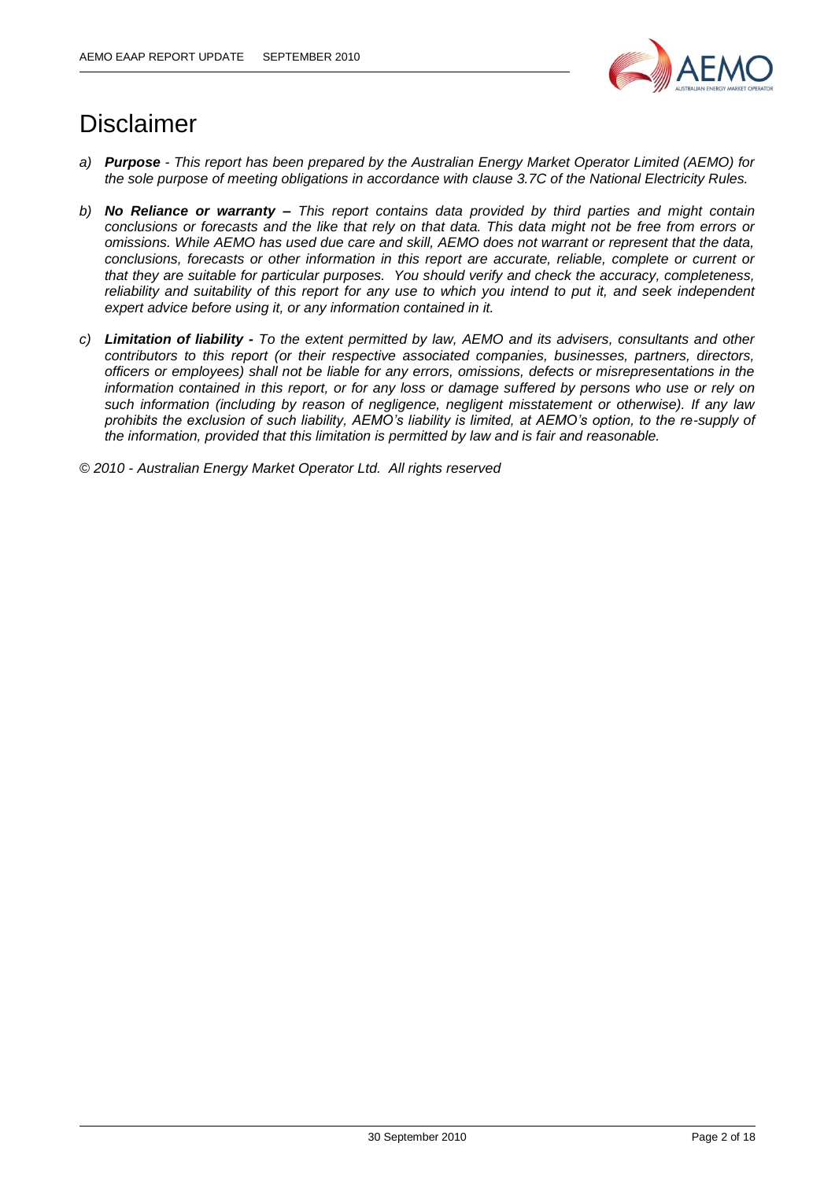# Disclaimer

a) ***Purpose*** *- This report has been prepared by the Australian Energy Market Operator Limited (AEMO) for the sole purpose of meeting obligations in accordance with clause 3.7C of the National Electricity Rules.*

b) ***No Reliance or warranty –*** *This report contains data provided by third parties and might contain conclusions or forecasts and the like that rely on that data. This data might not be free from errors or omissions. While AEMO has used due care and skill, AEMO does not warrant or represent that the data, conclusions, forecasts or other information in this report are accurate, reliable, complete or current or that they are suitable for particular purposes. You should verify and check the accuracy, completeness, reliability and suitability of this report for any use to which you intend to put it, and seek independent expert advice before using it, or any information contained in it.*

c) ***Limitation of liability -*** *To the extent permitted by law, AEMO and its advisers, consultants and other contributors to this report (or their respective associated companies, businesses, partners, directors, officers or employees) shall not be liable for any errors, omissions, defects or misrepresentations in the information contained in this report, or for any loss or damage suffered by persons who use or rely on such information (including by reason of negligence, negligent misstatement or otherwise). If any law prohibits the exclusion of such liability, AEMO's liability is limited, at AEMO's option, to the re-supply of the information, provided that this limitation is permitted by law and is fair and reasonable.*

*© 2010 - Australian Energy Market Operator Ltd. All rights reserved*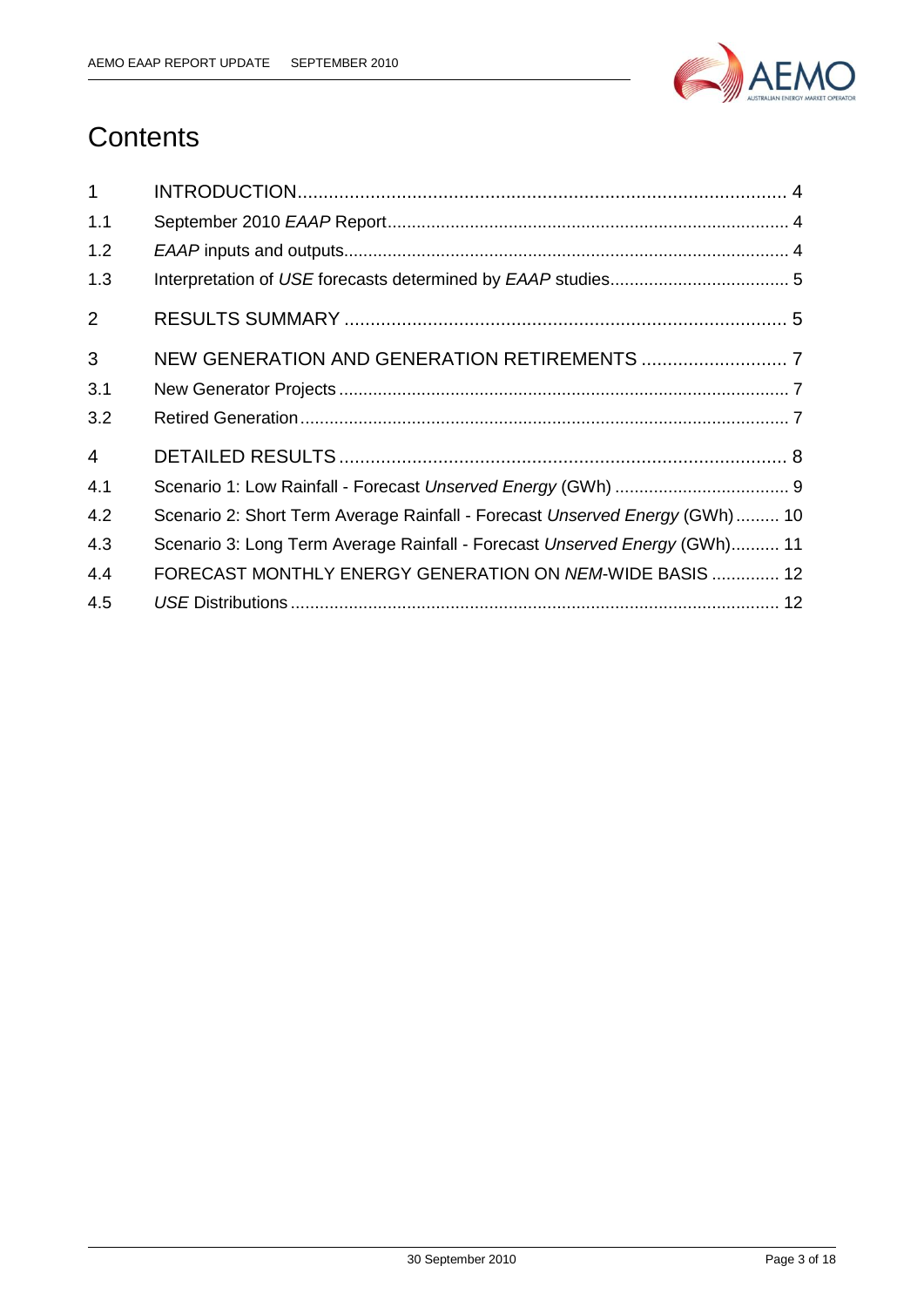# Contents

| | | |
|---|---|---|
| 1 | INTRODUCTION | 4 |
| 1.1 | September 2010 *EAAP* Report | 4 |
| 1.2 | *EAAP* inputs and outputs | 4 |
| 1.3 | Interpretation of *USE* forecasts determined by *EAAP* studies | 5 |
| 2 | RESULTS SUMMARY | 5 |
| 3 | NEW GENERATION AND GENERATION RETIREMENTS | 7 |
| 3.1 | New Generator Projects | 7 |
| 3.2 | Retired Generation | 7 |
| 4 | DETAILED RESULTS | 8 |
| 4.1 | Scenario 1: Low Rainfall - Forecast *Unserved Energy* (GWh) | 9 |
| 4.2 | Scenario 2: Short Term Average Rainfall - Forecast *Unserved Energy* (GWh) | 10 |
| 4.3 | Scenario 3: Long Term Average Rainfall - Forecast *Unserved Energy* (GWh) | 11 |
| 4.4 | FORECAST MONTHLY ENERGY GENERATION ON *NEM*-WIDE BASIS | 12 |
| 4.5 | *USE* Distributions | 12 |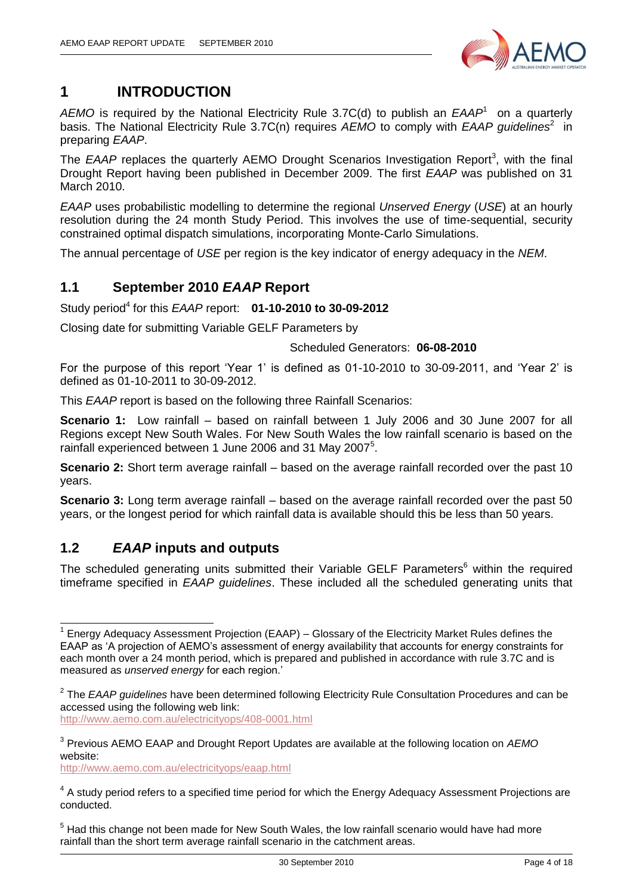# 1 INTRODUCTION

*AEMO* is required by the National Electricity Rule 3.7C(d) to publish an *EAAP*[1] on a quarterly basis. The National Electricity Rule 3.7C(n) requires *AEMO* to comply with *EAAP guidelines*[2] in preparing *EAAP*.

The *EAAP* replaces the quarterly AEMO Drought Scenarios Investigation Report[3], with the final Drought Report having been published in December 2009. The first *EAAP* was published on 31 March 2010.

*EAAP* uses probabilistic modelling to determine the regional *Unserved Energy* (*USE*) at an hourly resolution during the 24 month Study Period. This involves the use of time-sequential, security constrained optimal dispatch simulations, incorporating Monte-Carlo Simulations.

The annual percentage of *USE* per region is the key indicator of energy adequacy in the *NEM*.

## 1.1 September 2010 *EAAP* Report

Study period[4] for this *EAAP* report: **01-10-2010 to 30-09-2012**

Closing date for submitting Variable GELF Parameters by

Scheduled Generators: **06-08-2010**

For the purpose of this report 'Year 1' is defined as 01-10-2010 to 30-09-2011, and 'Year 2' is defined as 01-10-2011 to 30-09-2012.

This *EAAP* report is based on the following three Rainfall Scenarios:

**Scenario 1:** Low rainfall – based on rainfall between 1 July 2006 and 30 June 2007 for all Regions except New South Wales. For New South Wales the low rainfall scenario is based on the rainfall experienced between 1 June 2006 and 31 May 2007[5].

**Scenario 2:** Short term average rainfall – based on the average rainfall recorded over the past 10 years.

**Scenario 3:** Long term average rainfall – based on the average rainfall recorded over the past 50 years, or the longest period for which rainfall data is available should this be less than 50 years.

## 1.2 *EAAP* inputs and outputs

The scheduled generating units submitted their Variable GELF Parameters[6] within the required timeframe specified in *EAAP guidelines*. These included all the scheduled generating units that

---

[1] Energy Adequacy Assessment Projection (EAAP) – Glossary of the Electricity Market Rules defines the EAAP as 'A projection of AEMO's assessment of energy availability that accounts for energy constraints for each month over a 24 month period, which is prepared and published in accordance with rule 3.7C and is measured as *unserved energy* for each region.'

[2] The *EAAP guidelines* have been determined following Electricity Rule Consultation Procedures and can be accessed using the following web link:
http://www.aemo.com.au/electricityops/408-0001.html

[3] Previous AEMO EAAP and Drought Report Updates are available at the following location on *AEMO* website:
http://www.aemo.com.au/electricityops/eaap.html

[4] A study period refers to a specified time period for which the Energy Adequacy Assessment Projections are conducted.

[5] Had this change not been made for New South Wales, the low rainfall scenario would have had more rainfall than the short term average rainfall scenario in the catchment areas.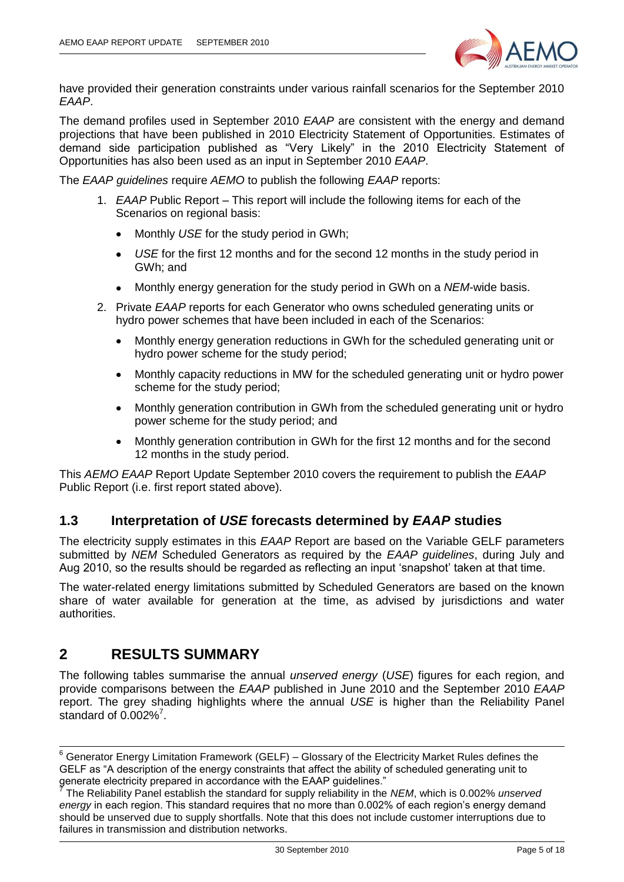have provided their generation constraints under various rainfall scenarios for the September 2010 *EAAP*.

The demand profiles used in September 2010 *EAAP* are consistent with the energy and demand projections that have been published in 2010 Electricity Statement of Opportunities. Estimates of demand side participation published as "Very Likely" in the 2010 Electricity Statement of Opportunities has also been used as an input in September 2010 *EAAP*.

The *EAAP guidelines* require *AEMO* to publish the following *EAAP* reports:

1. *EAAP* Public Report – This report will include the following items for each of the Scenarios on regional basis:
   - Monthly *USE* for the study period in GWh;
   - *USE* for the first 12 months and for the second 12 months in the study period in GWh; and
   - Monthly energy generation for the study period in GWh on a *NEM*-wide basis.
2. Private *EAAP* reports for each Generator who owns scheduled generating units or hydro power schemes that have been included in each of the Scenarios:
   - Monthly energy generation reductions in GWh for the scheduled generating unit or hydro power scheme for the study period;
   - Monthly capacity reductions in MW for the scheduled generating unit or hydro power scheme for the study period;
   - Monthly generation contribution in GWh from the scheduled generating unit or hydro power scheme for the study period; and
   - Monthly generation contribution in GWh for the first 12 months and for the second 12 months in the study period.

This *AEMO EAAP* Report Update September 2010 covers the requirement to publish the *EAAP* Public Report (i.e. first report stated above).

## 1.3 Interpretation of *USE* forecasts determined by *EAAP* studies

The electricity supply estimates in this *EAAP* Report are based on the Variable GELF parameters submitted by *NEM* Scheduled Generators as required by the *EAAP guidelines*, during July and Aug 2010, so the results should be regarded as reflecting an input 'snapshot' taken at that time.

The water-related energy limitations submitted by Scheduled Generators are based on the known share of water available for generation at the time, as advised by jurisdictions and water authorities.

# 2 RESULTS SUMMARY

The following tables summarise the annual *unserved energy* (*USE*) figures for each region, and provide comparisons between the *EAAP* published in June 2010 and the September 2010 *EAAP* report. The grey shading highlights where the annual *USE* is higher than the Reliability Panel standard of 0.002%[7].

---

[6] Generator Energy Limitation Framework (GELF) – Glossary of the Electricity Market Rules defines the GELF as "A description of the energy constraints that affect the ability of scheduled generating unit to generate electricity prepared in accordance with the EAAP guidelines."

[7] The Reliability Panel establish the standard for supply reliability in the *NEM*, which is 0.002% *unserved energy* in each region. This standard requires that no more than 0.002% of each region's energy demand should be unserved due to supply shortfalls. Note that this does not include customer interruptions due to failures in transmission and distribution networks.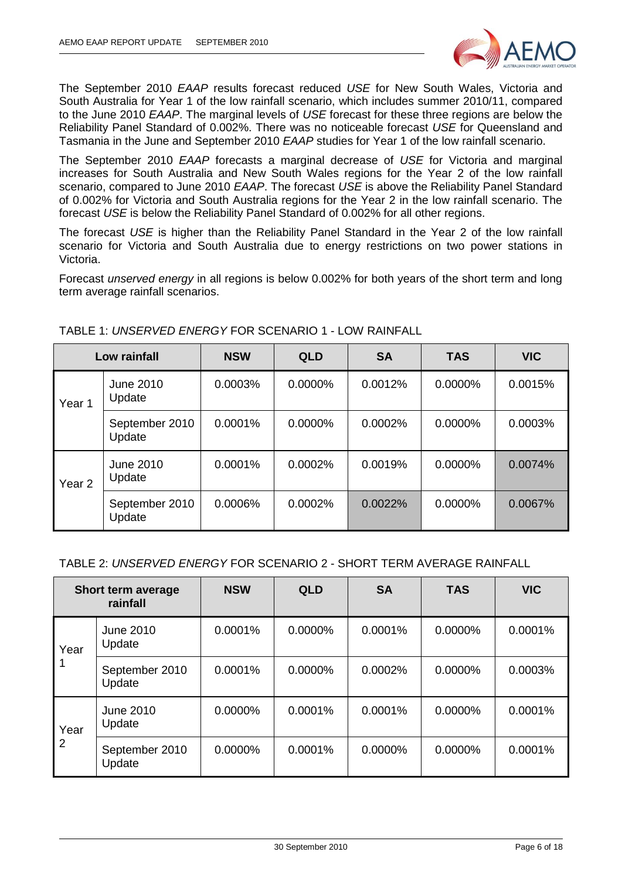The September 2010 *EAAP* results forecast reduced *USE* for New South Wales, Victoria and South Australia for Year 1 of the low rainfall scenario, which includes summer 2010/11, compared to the June 2010 *EAAP*. The marginal levels of *USE* forecast for these three regions are below the Reliability Panel Standard of 0.002%. There was no noticeable forecast *USE* for Queensland and Tasmania in the June and September 2010 *EAAP* studies for Year 1 of the low rainfall scenario.

The September 2010 *EAAP* forecasts a marginal decrease of *USE* for Victoria and marginal increases for South Australia and New South Wales regions for the Year 2 of the low rainfall scenario, compared to June 2010 *EAAP*. The forecast *USE* is above the Reliability Panel Standard of 0.002% for Victoria and South Australia regions for the Year 2 in the low rainfall scenario. The forecast *USE* is below the Reliability Panel Standard of 0.002% for all other regions.

The forecast *USE* is higher than the Reliability Panel Standard in the Year 2 of the low rainfall scenario for Victoria and South Australia due to energy restrictions on two power stations in Victoria.

Forecast *unserved energy* in all regions is below 0.002% for both years of the short term and long term average rainfall scenarios.

TABLE 1: *UNSERVED ENERGY* FOR SCENARIO 1 - LOW RAINFALL

| Low rainfall | | NSW | QLD | SA | TAS | VIC |
|---|---|---|---|---|---|---|
| Year 1 | June 2010 Update | 0.0003% | 0.0000% | 0.0012% | 0.0000% | 0.0015% |
| | September 2010 Update | 0.0001% | 0.0000% | 0.0002% | 0.0000% | 0.0003% |
| Year 2 | June 2010 Update | 0.0001% | 0.0002% | 0.0019% | 0.0000% | 0.0074% |
| | September 2010 Update | 0.0006% | 0.0002% | 0.0022% | 0.0000% | 0.0067% |

TABLE 2: *UNSERVED ENERGY* FOR SCENARIO 2 - SHORT TERM AVERAGE RAINFALL

| Short term average rainfall | | NSW | QLD | SA | TAS | VIC |
|---|---|---|---|---|---|---|
| Year 1 | June 2010 Update | 0.0001% | 0.0000% | 0.0001% | 0.0000% | 0.0001% |
| | September 2010 Update | 0.0001% | 0.0000% | 0.0002% | 0.0000% | 0.0003% |
| Year 2 | June 2010 Update | 0.0000% | 0.0001% | 0.0001% | 0.0000% | 0.0001% |
| | September 2010 Update | 0.0000% | 0.0001% | 0.0000% | 0.0000% | 0.0001% |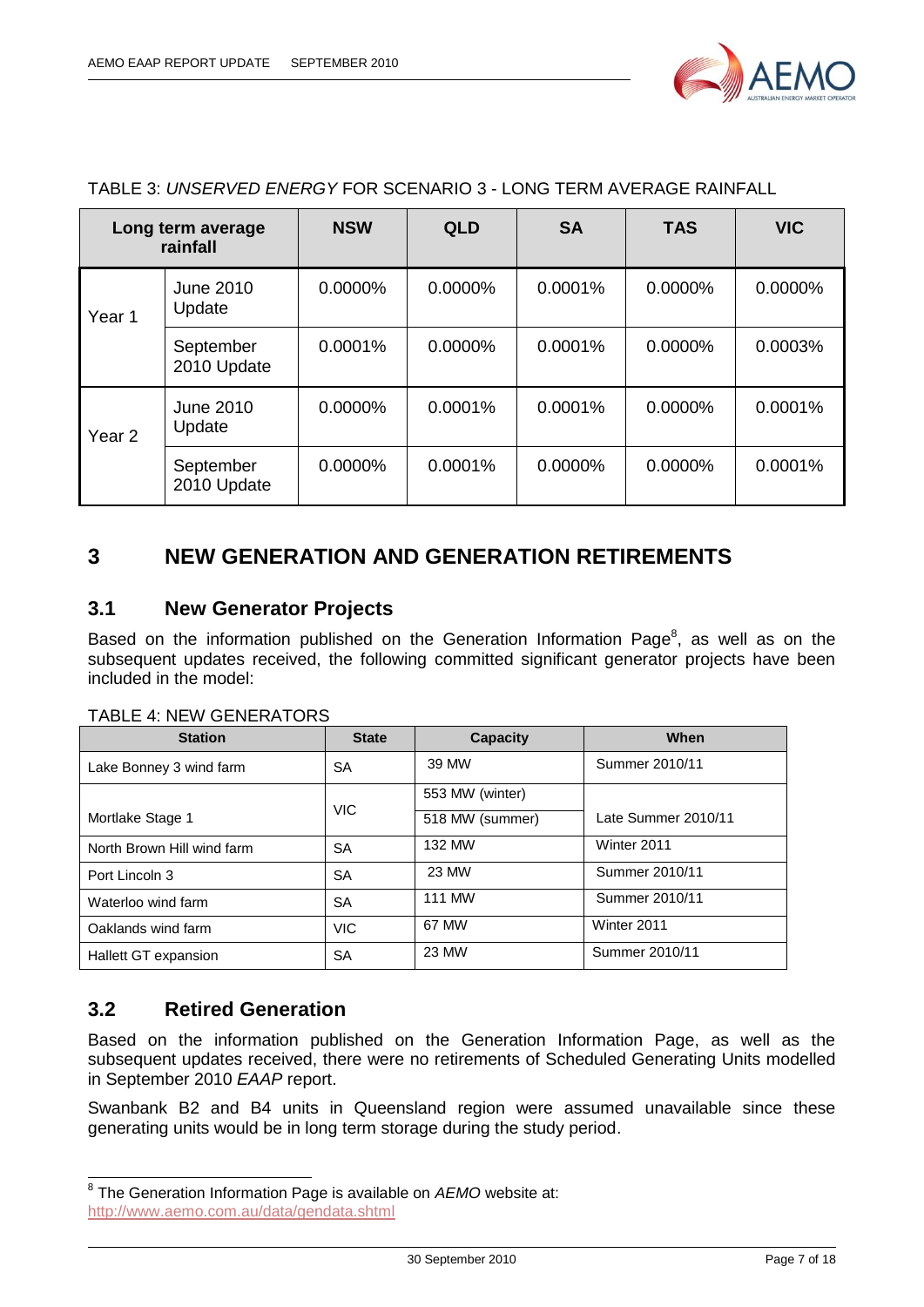TABLE 3: *UNSERVED ENERGY* FOR SCENARIO 3 - LONG TERM AVERAGE RAINFALL

| Long term average rainfall | | NSW | QLD | SA | TAS | VIC |
|---|---|---|---|---|---|---|
| Year 1 | June 2010 Update | 0.0000% | 0.0000% | 0.0001% | 0.0000% | 0.0000% |
| | September 2010 Update | 0.0001% | 0.0000% | 0.0001% | 0.0000% | 0.0003% |
| Year 2 | June 2010 Update | 0.0000% | 0.0001% | 0.0001% | 0.0000% | 0.0001% |
| | September 2010 Update | 0.0000% | 0.0001% | 0.0000% | 0.0000% | 0.0001% |

# 3 NEW GENERATION AND GENERATION RETIREMENTS

## 3.1 New Generator Projects

Based on the information published on the Generation Information Page[8], as well as on the subsequent updates received, the following committed significant generator projects have been included in the model:

TABLE 4: NEW GENERATORS

| Station | State | Capacity | When |
|---|---|---|---|
| Lake Bonney 3 wind farm | SA | 39 MW | Summer 2010/11 |
| Mortlake Stage 1 | VIC | 553 MW (winter)<br>518 MW (summer) | Late Summer 2010/11 |
| North Brown Hill wind farm | SA | 132 MW | Winter 2011 |
| Port Lincoln 3 | SA | 23 MW | Summer 2010/11 |
| Waterloo wind farm | SA | 111 MW | Summer 2010/11 |
| Oaklands wind farm | VIC | 67 MW | Winter 2011 |
| Hallett GT expansion | SA | 23 MW | Summer 2010/11 |

## 3.2 Retired Generation

Based on the information published on the Generation Information Page, as well as the subsequent updates received, there were no retirements of Scheduled Generating Units modelled in September 2010 *EAAP* report.

Swanbank B2 and B4 units in Queensland region were assumed unavailable since these generating units would be in long term storage during the study period.

[8] The Generation Information Page is available on *AEMO* website at: http://www.aemo.com.au/data/gendata.shtml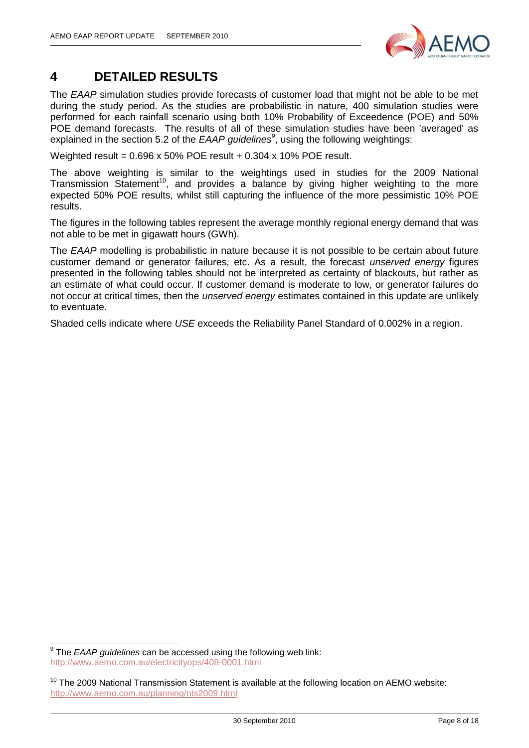# 4 DETAILED RESULTS

The *EAAP* simulation studies provide forecasts of customer load that might not be able to be met during the study period. As the studies are probabilistic in nature, 400 simulation studies were performed for each rainfall scenario using both 10% Probability of Exceedence (POE) and 50% POE demand forecasts. The results of all of these simulation studies have been 'averaged' as explained in the section 5.2 of the *EAAP guidelines*[9], using the following weightings:

Weighted result = 0.696 x 50% POE result + 0.304 x 10% POE result.

The above weighting is similar to the weightings used in studies for the 2009 National Transmission Statement[10], and provides a balance by giving higher weighting to the more expected 50% POE results, whilst still capturing the influence of the more pessimistic 10% POE results.

The figures in the following tables represent the average monthly regional energy demand that was not able to be met in gigawatt hours (GWh).

The *EAAP* modelling is probabilistic in nature because it is not possible to be certain about future customer demand or generator failures, etc. As a result, the forecast *unserved energy* figures presented in the following tables should not be interpreted as certainty of blackouts, but rather as an estimate of what could occur. If customer demand is moderate to low, or generator failures do not occur at critical times, then the *unserved energy* estimates contained in this update are unlikely to eventuate.

Shaded cells indicate where *USE* exceeds the Reliability Panel Standard of 0.002% in a region.

---

[9] The *EAAP guidelines* can be accessed using the following web link: http://www.aemo.com.au/electricityops/408-0001.html

[10] The 2009 National Transmission Statement is available at the following location on AEMO website: http://www.aemo.com.au/planning/nts2009.html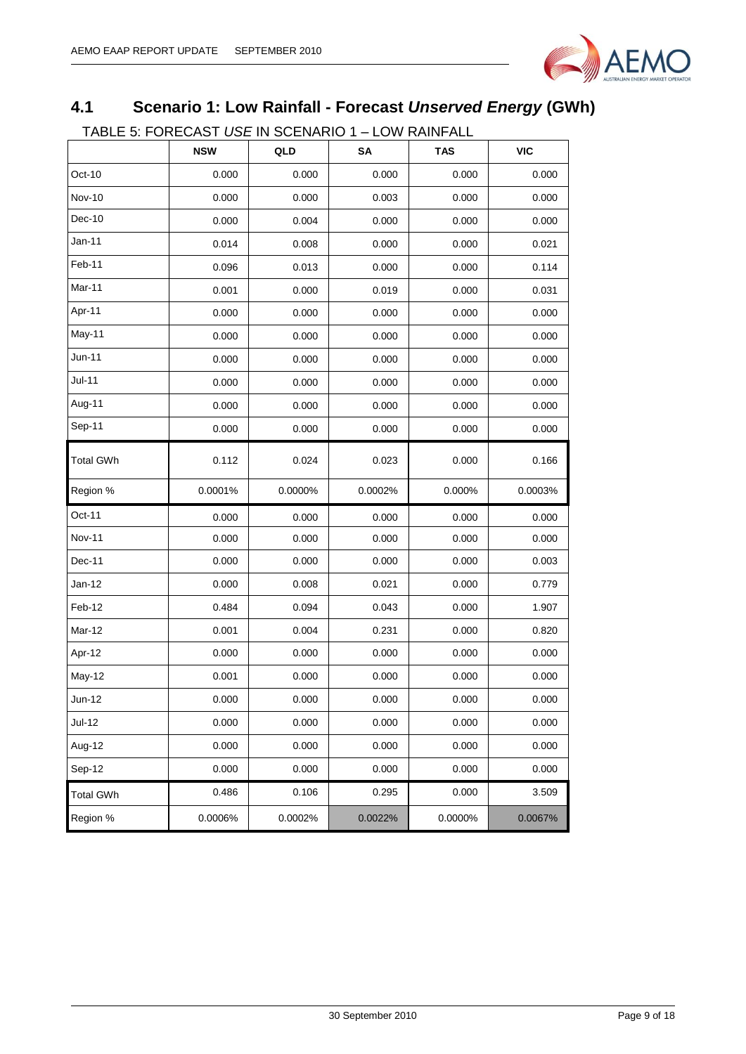## 4.1 Scenario 1: Low Rainfall - Forecast *Unserved Energy* (GWh)

TABLE 5: FORECAST *USE* IN SCENARIO 1 – LOW RAINFALL

| | NSW | QLD | SA | TAS | VIC |
|---|---|---|---|---|---|
| Oct-10 | 0.000 | 0.000 | 0.000 | 0.000 | 0.000 |
| Nov-10 | 0.000 | 0.000 | 0.003 | 0.000 | 0.000 |
| Dec-10 | 0.000 | 0.004 | 0.000 | 0.000 | 0.000 |
| Jan-11 | 0.014 | 0.008 | 0.000 | 0.000 | 0.021 |
| Feb-11 | 0.096 | 0.013 | 0.000 | 0.000 | 0.114 |
| Mar-11 | 0.001 | 0.000 | 0.019 | 0.000 | 0.031 |
| Apr-11 | 0.000 | 0.000 | 0.000 | 0.000 | 0.000 |
| May-11 | 0.000 | 0.000 | 0.000 | 0.000 | 0.000 |
| Jun-11 | 0.000 | 0.000 | 0.000 | 0.000 | 0.000 |
| Jul-11 | 0.000 | 0.000 | 0.000 | 0.000 | 0.000 |
| Aug-11 | 0.000 | 0.000 | 0.000 | 0.000 | 0.000 |
| Sep-11 | 0.000 | 0.000 | 0.000 | 0.000 | 0.000 |
| Total GWh | 0.112 | 0.024 | 0.023 | 0.000 | 0.166 |
| Region % | 0.0001% | 0.0000% | 0.0002% | 0.000% | 0.0003% |
| Oct-11 | 0.000 | 0.000 | 0.000 | 0.000 | 0.000 |
| Nov-11 | 0.000 | 0.000 | 0.000 | 0.000 | 0.000 |
| Dec-11 | 0.000 | 0.000 | 0.000 | 0.000 | 0.003 |
| Jan-12 | 0.000 | 0.008 | 0.021 | 0.000 | 0.779 |
| Feb-12 | 0.484 | 0.094 | 0.043 | 0.000 | 1.907 |
| Mar-12 | 0.001 | 0.004 | 0.231 | 0.000 | 0.820 |
| Apr-12 | 0.000 | 0.000 | 0.000 | 0.000 | 0.000 |
| May-12 | 0.001 | 0.000 | 0.000 | 0.000 | 0.000 |
| Jun-12 | 0.000 | 0.000 | 0.000 | 0.000 | 0.000 |
| Jul-12 | 0.000 | 0.000 | 0.000 | 0.000 | 0.000 |
| Aug-12 | 0.000 | 0.000 | 0.000 | 0.000 | 0.000 |
| Sep-12 | 0.000 | 0.000 | 0.000 | 0.000 | 0.000 |
| Total GWh | 0.486 | 0.106 | 0.295 | 0.000 | 3.509 |
| Region % | 0.0006% | 0.0002% | 0.0022% | 0.0000% | 0.0067% |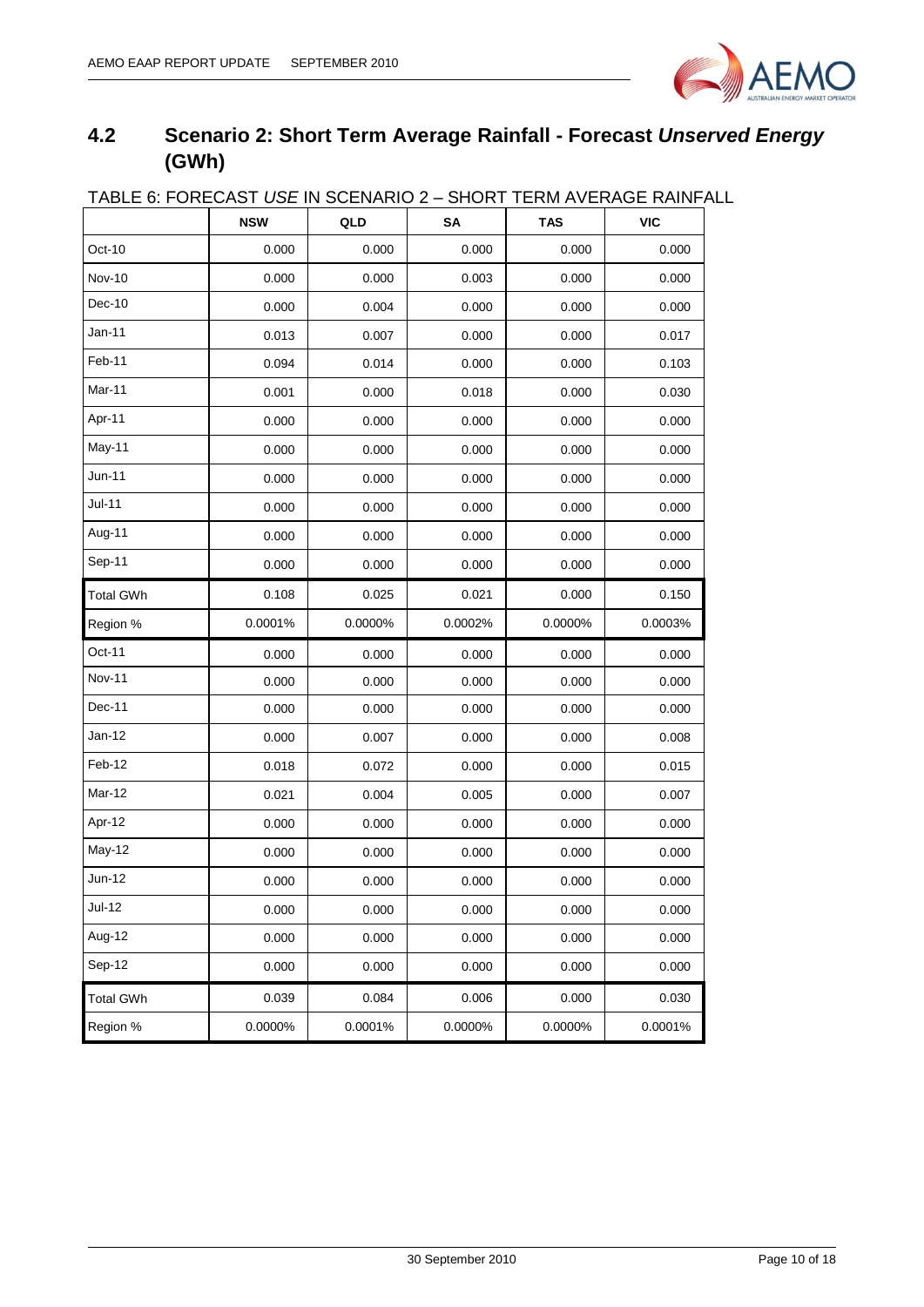## 4.2 Scenario 2: Short Term Average Rainfall - Forecast *Unserved Energy* (GWh)

TABLE 6: FORECAST *USE* IN SCENARIO 2 – SHORT TERM AVERAGE RAINFALL

| | NSW | QLD | SA | TAS | VIC |
|---|---|---|---|---|---|
| Oct-10 | 0.000 | 0.000 | 0.000 | 0.000 | 0.000 |
| Nov-10 | 0.000 | 0.000 | 0.003 | 0.000 | 0.000 |
| Dec-10 | 0.000 | 0.004 | 0.000 | 0.000 | 0.000 |
| Jan-11 | 0.013 | 0.007 | 0.000 | 0.000 | 0.017 |
| Feb-11 | 0.094 | 0.014 | 0.000 | 0.000 | 0.103 |
| Mar-11 | 0.001 | 0.000 | 0.018 | 0.000 | 0.030 |
| Apr-11 | 0.000 | 0.000 | 0.000 | 0.000 | 0.000 |
| May-11 | 0.000 | 0.000 | 0.000 | 0.000 | 0.000 |
| Jun-11 | 0.000 | 0.000 | 0.000 | 0.000 | 0.000 |
| Jul-11 | 0.000 | 0.000 | 0.000 | 0.000 | 0.000 |
| Aug-11 | 0.000 | 0.000 | 0.000 | 0.000 | 0.000 |
| Sep-11 | 0.000 | 0.000 | 0.000 | 0.000 | 0.000 |
| Total GWh | 0.108 | 0.025 | 0.021 | 0.000 | 0.150 |
| Region % | 0.0001% | 0.0000% | 0.0002% | 0.0000% | 0.0003% |
| Oct-11 | 0.000 | 0.000 | 0.000 | 0.000 | 0.000 |
| Nov-11 | 0.000 | 0.000 | 0.000 | 0.000 | 0.000 |
| Dec-11 | 0.000 | 0.000 | 0.000 | 0.000 | 0.000 |
| Jan-12 | 0.000 | 0.007 | 0.000 | 0.000 | 0.008 |
| Feb-12 | 0.018 | 0.072 | 0.000 | 0.000 | 0.015 |
| Mar-12 | 0.021 | 0.004 | 0.005 | 0.000 | 0.007 |
| Apr-12 | 0.000 | 0.000 | 0.000 | 0.000 | 0.000 |
| May-12 | 0.000 | 0.000 | 0.000 | 0.000 | 0.000 |
| Jun-12 | 0.000 | 0.000 | 0.000 | 0.000 | 0.000 |
| Jul-12 | 0.000 | 0.000 | 0.000 | 0.000 | 0.000 |
| Aug-12 | 0.000 | 0.000 | 0.000 | 0.000 | 0.000 |
| Sep-12 | 0.000 | 0.000 | 0.000 | 0.000 | 0.000 |
| Total GWh | 0.039 | 0.084 | 0.006 | 0.000 | 0.030 |
| Region % | 0.0000% | 0.0001% | 0.0000% | 0.0000% | 0.0001% |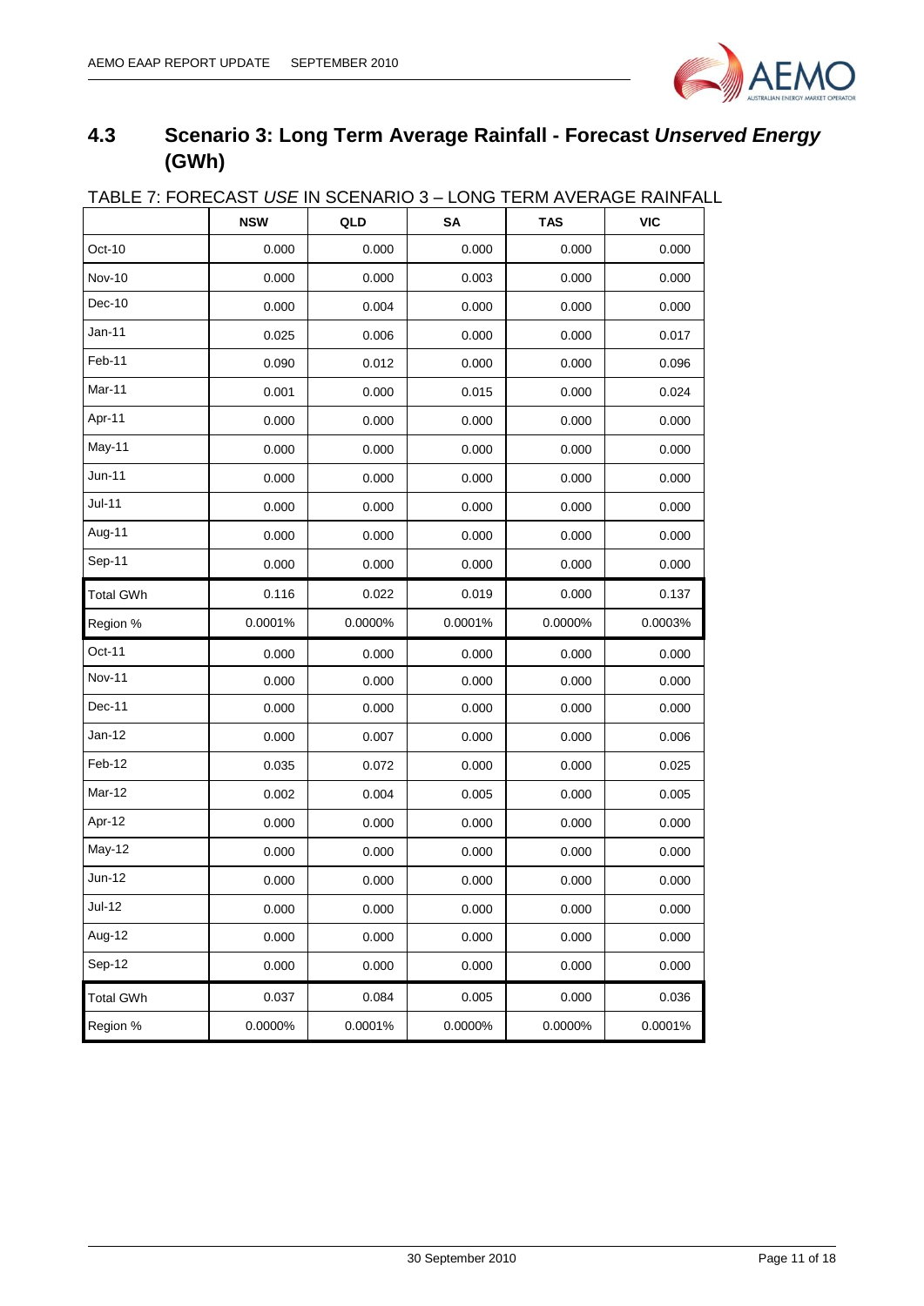## 4.3 Scenario 3: Long Term Average Rainfall - Forecast *Unserved Energy* (GWh)

TABLE 7: FORECAST *USE* IN SCENARIO 3 – LONG TERM AVERAGE RAINFALL

| | NSW | QLD | SA | TAS | VIC |
|---|---|---|---|---|---|
| Oct-10 | 0.000 | 0.000 | 0.000 | 0.000 | 0.000 |
| Nov-10 | 0.000 | 0.000 | 0.003 | 0.000 | 0.000 |
| Dec-10 | 0.000 | 0.004 | 0.000 | 0.000 | 0.000 |
| Jan-11 | 0.025 | 0.006 | 0.000 | 0.000 | 0.017 |
| Feb-11 | 0.090 | 0.012 | 0.000 | 0.000 | 0.096 |
| Mar-11 | 0.001 | 0.000 | 0.015 | 0.000 | 0.024 |
| Apr-11 | 0.000 | 0.000 | 0.000 | 0.000 | 0.000 |
| May-11 | 0.000 | 0.000 | 0.000 | 0.000 | 0.000 |
| Jun-11 | 0.000 | 0.000 | 0.000 | 0.000 | 0.000 |
| Jul-11 | 0.000 | 0.000 | 0.000 | 0.000 | 0.000 |
| Aug-11 | 0.000 | 0.000 | 0.000 | 0.000 | 0.000 |
| Sep-11 | 0.000 | 0.000 | 0.000 | 0.000 | 0.000 |
| Total GWh | 0.116 | 0.022 | 0.019 | 0.000 | 0.137 |
| Region % | 0.0001% | 0.0000% | 0.0001% | 0.0000% | 0.0003% |
| Oct-11 | 0.000 | 0.000 | 0.000 | 0.000 | 0.000 |
| Nov-11 | 0.000 | 0.000 | 0.000 | 0.000 | 0.000 |
| Dec-11 | 0.000 | 0.000 | 0.000 | 0.000 | 0.000 |
| Jan-12 | 0.000 | 0.007 | 0.000 | 0.000 | 0.006 |
| Feb-12 | 0.035 | 0.072 | 0.000 | 0.000 | 0.025 |
| Mar-12 | 0.002 | 0.004 | 0.005 | 0.000 | 0.005 |
| Apr-12 | 0.000 | 0.000 | 0.000 | 0.000 | 0.000 |
| May-12 | 0.000 | 0.000 | 0.000 | 0.000 | 0.000 |
| Jun-12 | 0.000 | 0.000 | 0.000 | 0.000 | 0.000 |
| Jul-12 | 0.000 | 0.000 | 0.000 | 0.000 | 0.000 |
| Aug-12 | 0.000 | 0.000 | 0.000 | 0.000 | 0.000 |
| Sep-12 | 0.000 | 0.000 | 0.000 | 0.000 | 0.000 |
| Total GWh | 0.037 | 0.084 | 0.005 | 0.000 | 0.036 |
| Region % | 0.0000% | 0.0001% | 0.0000% | 0.0000% | 0.0001% |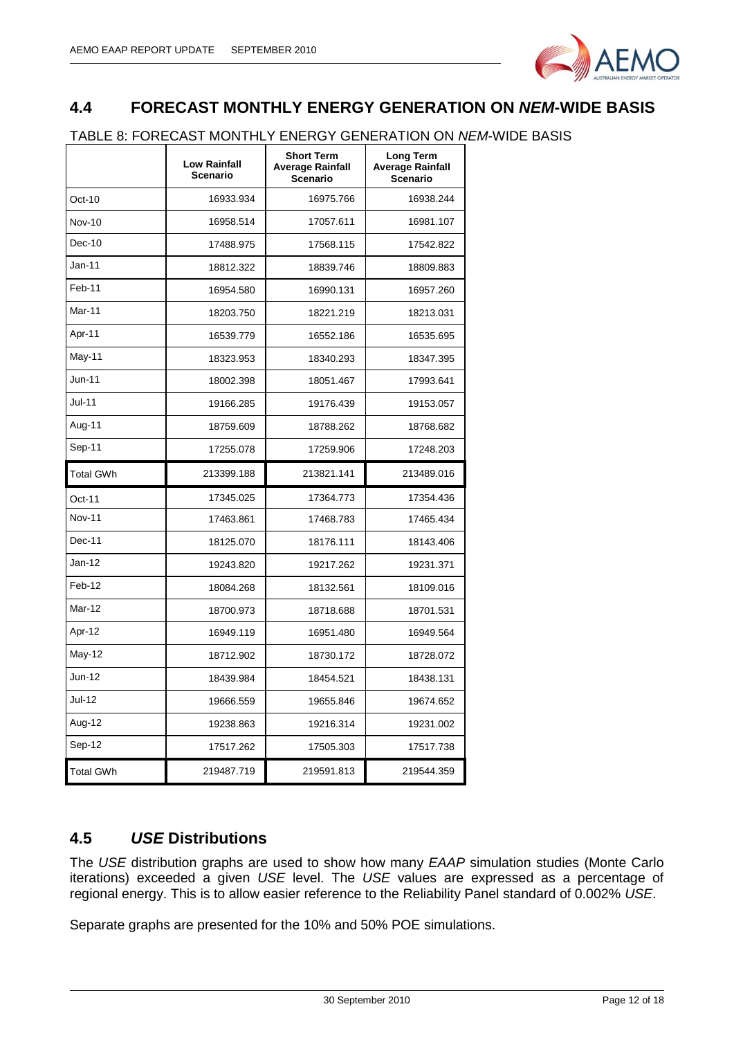## 4.4 FORECAST MONTHLY ENERGY GENERATION ON *NEM*-WIDE BASIS

TABLE 8: FORECAST MONTHLY ENERGY GENERATION ON *NEM*-WIDE BASIS

| | Low Rainfall Scenario | Short Term Average Rainfall Scenario | Long Term Average Rainfall Scenario |
|---|---|---|---|
| Oct-10 | 16933.934 | 16975.766 | 16938.244 |
| Nov-10 | 16958.514 | 17057.611 | 16981.107 |
| Dec-10 | 17488.975 | 17568.115 | 17542.822 |
| Jan-11 | 18812.322 | 18839.746 | 18809.883 |
| Feb-11 | 16954.580 | 16990.131 | 16957.260 |
| Mar-11 | 18203.750 | 18221.219 | 18213.031 |
| Apr-11 | 16539.779 | 16552.186 | 16535.695 |
| May-11 | 18323.953 | 18340.293 | 18347.395 |
| Jun-11 | 18002.398 | 18051.467 | 17993.641 |
| Jul-11 | 19166.285 | 19176.439 | 19153.057 |
| Aug-11 | 18759.609 | 18788.262 | 18768.682 |
| Sep-11 | 17255.078 | 17259.906 | 17248.203 |
| Total GWh | 213399.188 | 213821.141 | 213489.016 |
| Oct-11 | 17345.025 | 17364.773 | 17354.436 |
| Nov-11 | 17463.861 | 17468.783 | 17465.434 |
| Dec-11 | 18125.070 | 18176.111 | 18143.406 |
| Jan-12 | 19243.820 | 19217.262 | 19231.371 |
| Feb-12 | 18084.268 | 18132.561 | 18109.016 |
| Mar-12 | 18700.973 | 18718.688 | 18701.531 |
| Apr-12 | 16949.119 | 16951.480 | 16949.564 |
| May-12 | 18712.902 | 18730.172 | 18728.072 |
| Jun-12 | 18439.984 | 18454.521 | 18438.131 |
| Jul-12 | 19666.559 | 19655.846 | 19674.652 |
| Aug-12 | 19238.863 | 19216.314 | 19231.002 |
| Sep-12 | 17517.262 | 17505.303 | 17517.738 |
| Total GWh | 219487.719 | 219591.813 | 219544.359 |

## 4.5 *USE* Distributions

The *USE* distribution graphs are used to show how many *EAAP* simulation studies (Monte Carlo iterations) exceeded a given *USE* level. The *USE* values are expressed as a percentage of regional energy. This is to allow easier reference to the Reliability Panel standard of 0.002% *USE*.

Separate graphs are presented for the 10% and 50% POE simulations.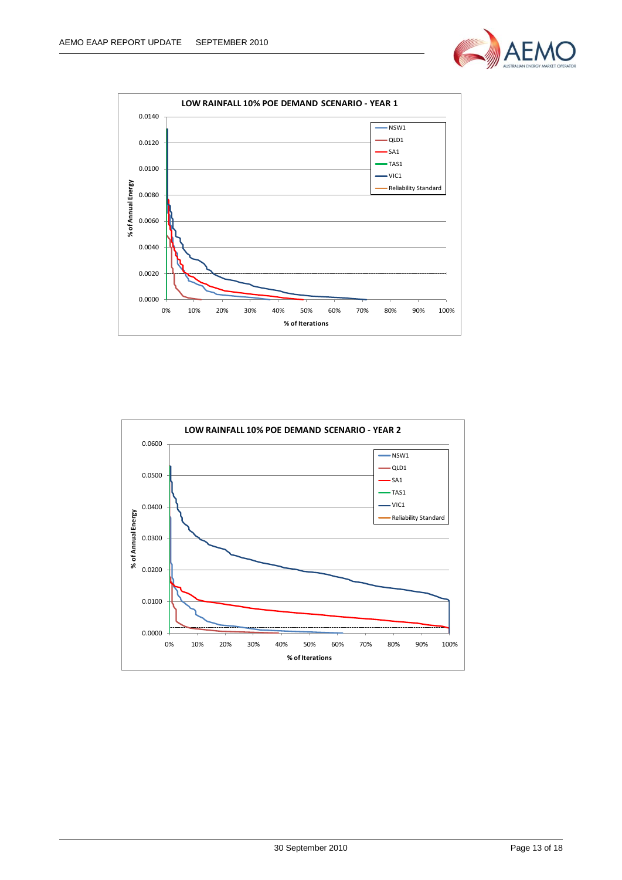**LOW RAINFALL 10% POE DEMAND SCENARIO - YEAR 1**

% of Annual Energy vs % of Iterations

Legend: NSW1, QLD1, SA1, TAS1, VIC1, Reliability Standard

**LOW RAINFALL 10% POE DEMAND SCENARIO - YEAR 2**

% of Annual Energy vs % of Iterations

Legend: NSW1, QLD1, SA1, TAS1, VIC1, Reliability Standard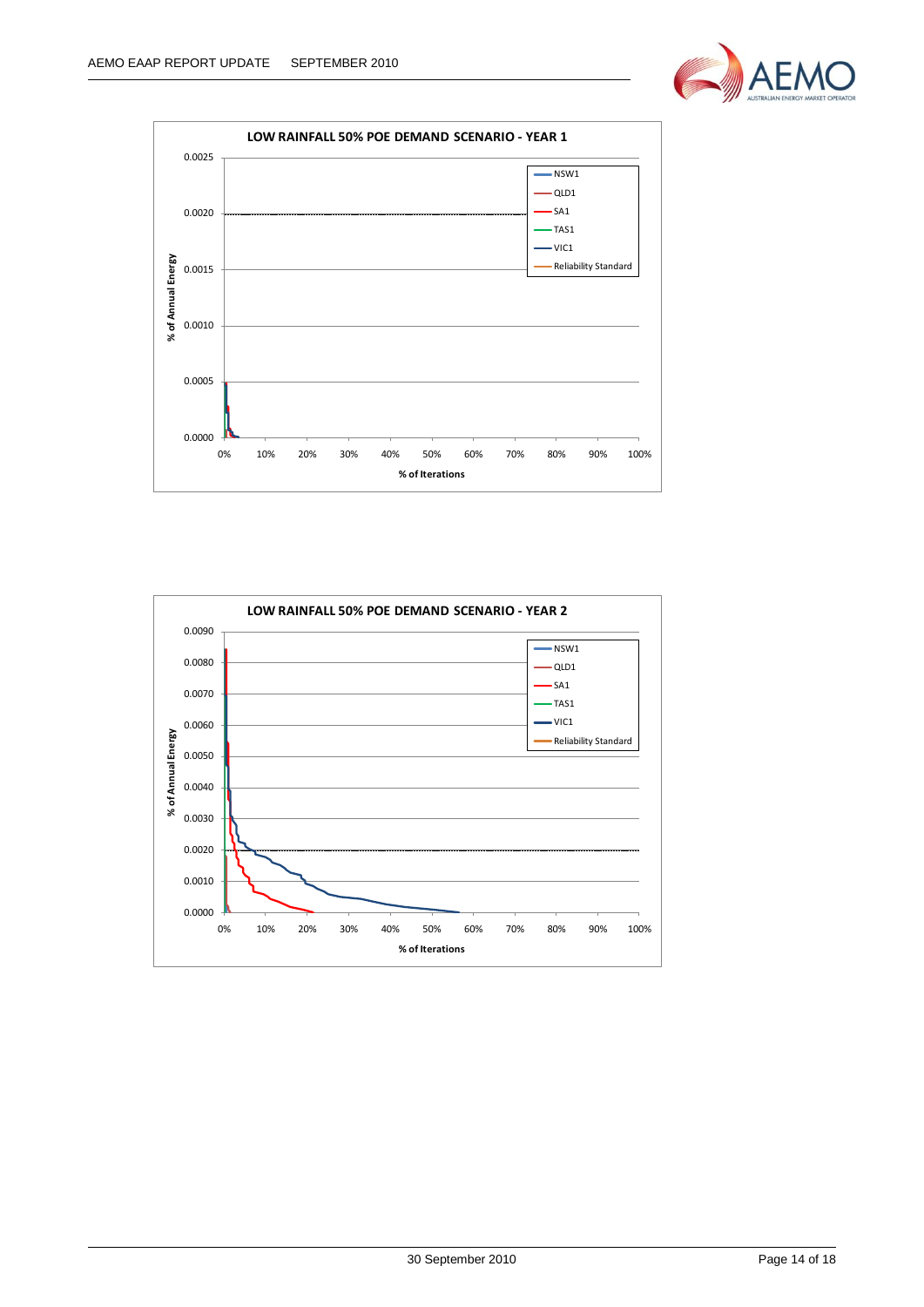**LOW RAINFALL 50% POE DEMAND SCENARIO - YEAR 1**

% of Annual Energy (0.0000 – 0.0025) vs % of Iterations (0% – 100%)

Legend: NSW1, QLD1, SA1, TAS1, VIC1, Reliability Standard

**LOW RAINFALL 50% POE DEMAND SCENARIO - YEAR 2**

% of Annual Energy (0.0000 – 0.0090) vs % of Iterations (0% – 100%)

Legend: NSW1, QLD1, SA1, TAS1, VIC1, Reliability Standard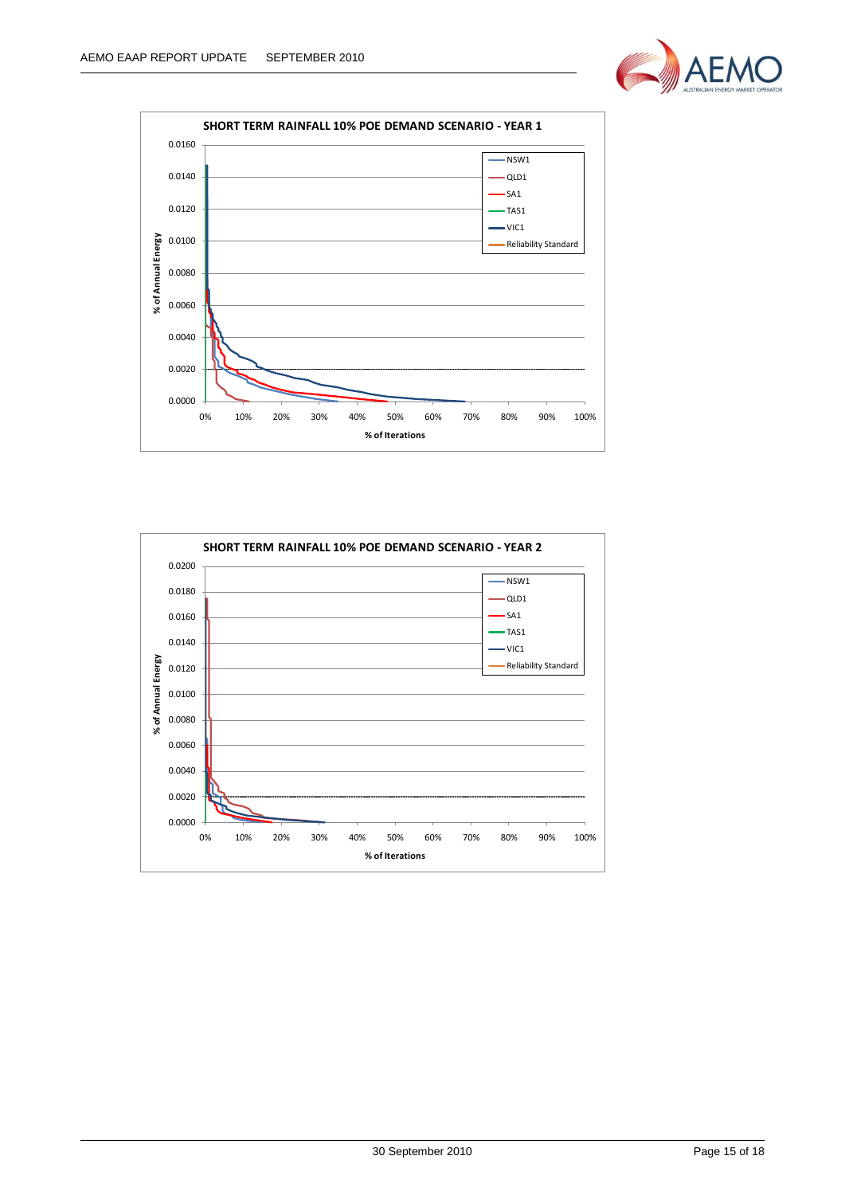**SHORT TERM RAINFALL 10% POE DEMAND SCENARIO - YEAR 1**

% of Annual Energy (y-axis: 0.0000 – 0.0160); % of Iterations (x-axis: 0% – 100%)

Legend: NSW1, QLD1, SA1, TAS1, VIC1, Reliability Standard

**SHORT TERM RAINFALL 10% POE DEMAND SCENARIO - YEAR 2**

% of Annual Energy (y-axis: 0.0000 – 0.0200); % of Iterations (x-axis: 0% – 100%)

Legend: NSW1, QLD1, SA1, TAS1, VIC1, Reliability Standard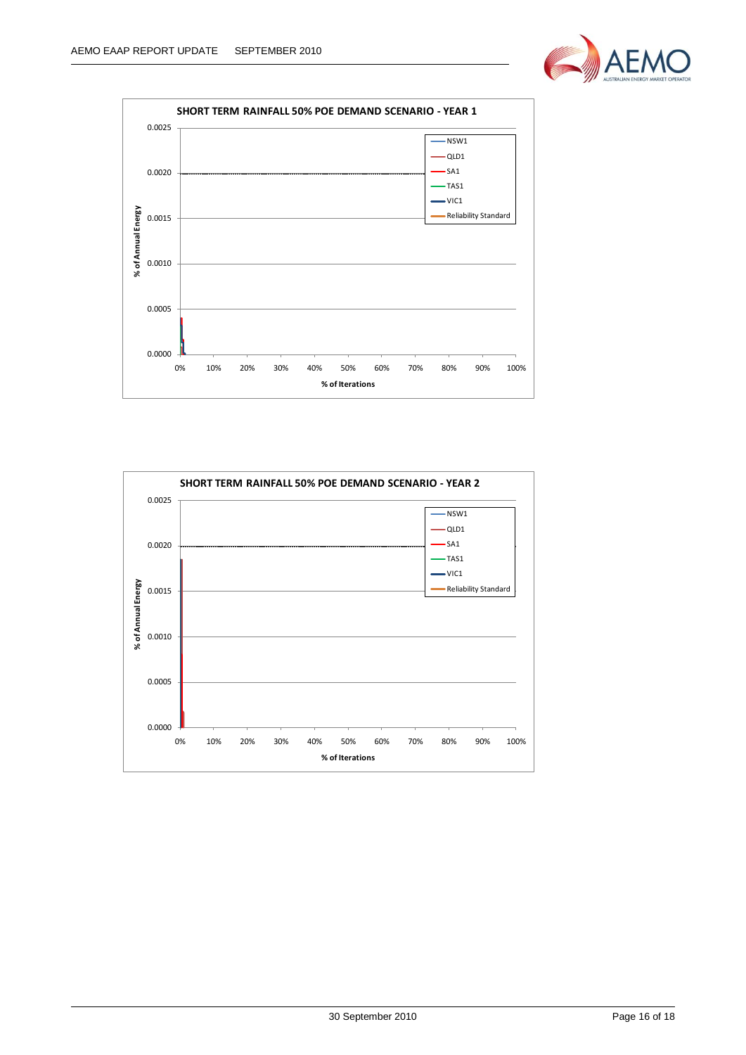**SHORT TERM RAINFALL 50% POE DEMAND SCENARIO - YEAR 1**

% of Annual Energy: 0.0000, 0.0005, 0.0010, 0.0015, 0.0020, 0.0025

% of Iterations: 0%, 10%, 20%, 30%, 40%, 50%, 60%, 70%, 80%, 90%, 100%

Legend: NSW1, QLD1, SA1, TAS1, VIC1, Reliability Standard

**SHORT TERM RAINFALL 50% POE DEMAND SCENARIO - YEAR 2**

% of Annual Energy: 0.0000, 0.0005, 0.0010, 0.0015, 0.0020, 0.0025

% of Iterations: 0%, 10%, 20%, 30%, 40%, 50%, 60%, 70%, 80%, 90%, 100%

Legend: NSW1, QLD1, SA1, TAS1, VIC1, Reliability Standard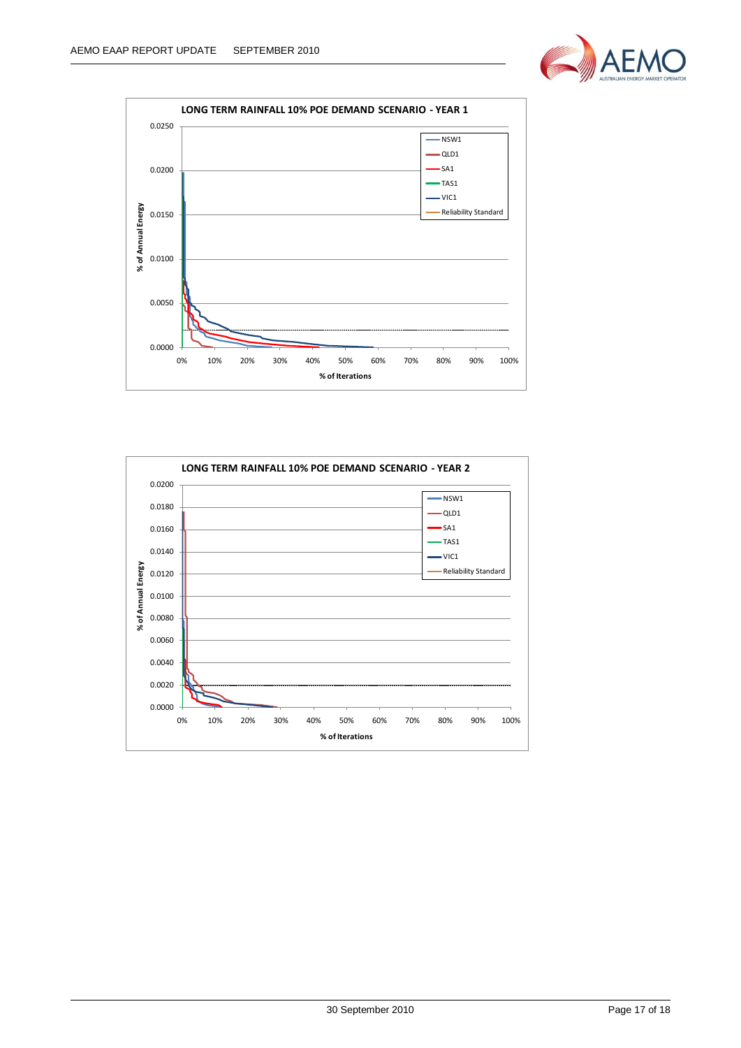**LONG TERM RAINFALL 10% POE DEMAND SCENARIO - YEAR 1**

**LONG TERM RAINFALL 10% POE DEMAND SCENARIO - YEAR 2**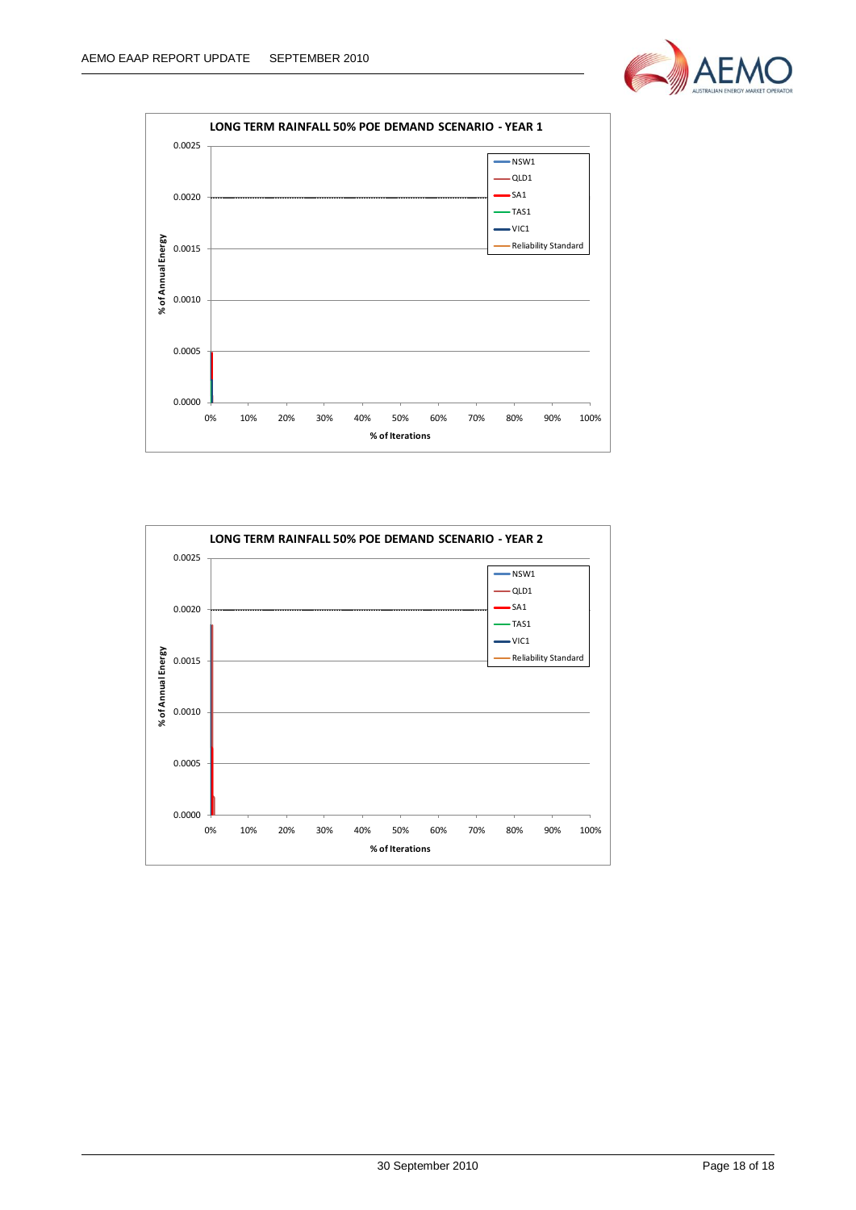LONG TERM RAINFALL 50% POE DEMAND SCENARIO - YEAR 1

% of Annual Energy

0.0025
0.0020
0.0015
0.0010
0.0005
0.0000

0% 10% 20% 30% 40% 50% 60% 70% 80% 90% 100%

% of Iterations

NSW1
QLD1
SA1
TAS1
VIC1
Reliability Standard

LONG TERM RAINFALL 50% POE DEMAND SCENARIO - YEAR 2

% of Annual Energy

0.0025
0.0020
0.0015
0.0010
0.0005
0.0000

0% 10% 20% 30% 40% 50% 60% 70% 80% 90% 100%

% of Iterations

NSW1
QLD1
SA1
TAS1
VIC1
Reliability Standard